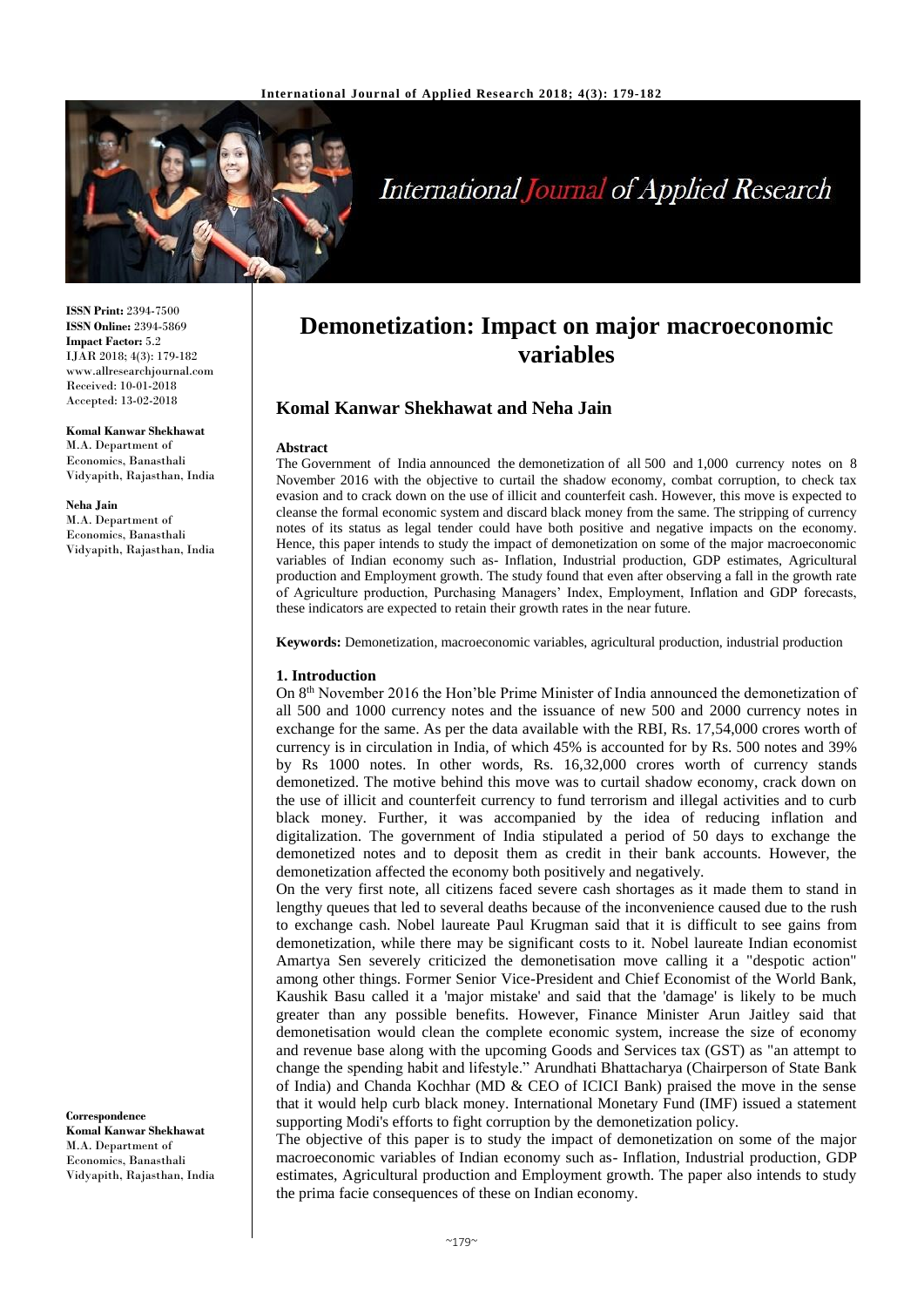# Demonetization: Impact on major macroeconomic variables

**Komal Kanwar Shekhawat and Neha Jain**

**ISSN Print:** 2394-7500
**ISSN Online:** 2394-5869
**Impact Factor:** 5.2
IJAR 2018; 4(3): 179-182
www.allresearchjournal.com
Received: 10-01-2018
Accepted: 13-02-2018

**Komal Kanwar Shekhawat**
M.A. Department of Economics, Banasthali Vidyapith, Rajasthan, India

**Neha Jain**
M.A. Department of Economics, Banasthali Vidyapith, Rajasthan, India

**Correspondence**
**Komal Kanwar Shekhawat**
M.A. Department of Economics, Banasthali Vidyapith, Rajasthan, India

**Abstract**

The Government of India announced the demonetization of all 500 and 1,000 currency notes on 8 November 2016 with the objective to curtail the shadow economy, combat corruption, to check tax evasion and to crack down on the use of illicit and counterfeit cash. However, this move is expected to cleanse the formal economic system and discard black money from the same. The stripping of currency notes of its status as legal tender could have both positive and negative impacts on the economy. Hence, this paper intends to study the impact of demonetization on some of the major macroeconomic variables of Indian economy such as- Inflation, Industrial production, GDP estimates, Agricultural production and Employment growth. The study found that even after observing a fall in the growth rate of Agriculture production, Purchasing Managers' Index, Employment, Inflation and GDP forecasts, these indicators are expected to retain their growth rates in the near future.

**Keywords:** Demonetization, macroeconomic variables, agricultural production, industrial production

## 1. Introduction

On 8th November 2016 the Hon'ble Prime Minister of India announced the demonetization of all 500 and 1000 currency notes and the issuance of new 500 and 2000 currency notes in exchange for the same. As per the data available with the RBI, Rs. 17,54,000 crores worth of currency is in circulation in India, of which 45% is accounted for by Rs. 500 notes and 39% by Rs 1000 notes. In other words, Rs. 16,32,000 crores worth of currency stands demonetized. The motive behind this move was to curtail shadow economy, crack down on the use of illicit and counterfeit currency to fund terrorism and illegal activities and to curb black money. Further, it was accompanied by the idea of reducing inflation and digitalization. The government of India stipulated a period of 50 days to exchange the demonetized notes and to deposit them as credit in their bank accounts. However, the demonetization affected the economy both positively and negatively.

On the very first note, all citizens faced severe cash shortages as it made them to stand in lengthy queues that led to several deaths because of the inconvenience caused due to the rush to exchange cash. Nobel laureate Paul Krugman said that it is difficult to see gains from demonetization, while there may be significant costs to it. Nobel laureate Indian economist Amartya Sen severely criticized the demonetisation move calling it a "despotic action" among other things. Former Senior Vice-President and Chief Economist of the World Bank, Kaushik Basu called it a 'major mistake' and said that the 'damage' is likely to be much greater than any possible benefits. However, Finance Minister Arun Jaitley said that demonetisation would clean the complete economic system, increase the size of economy and revenue base along with the upcoming Goods and Services tax (GST) as "an attempt to change the spending habit and lifestyle." Arundhati Bhattacharya (Chairperson of State Bank of India) and Chanda Kochhar (MD & CEO of ICICI Bank) praised the move in the sense that it would help curb black money. International Monetary Fund (IMF) issued a statement supporting Modi's efforts to fight corruption by the demonetization policy.

The objective of this paper is to study the impact of demonetization on some of the major macroeconomic variables of Indian economy such as- Inflation, Industrial production, GDP estimates, Agricultural production and Employment growth. The paper also intends to study the prima facie consequences of these on Indian economy.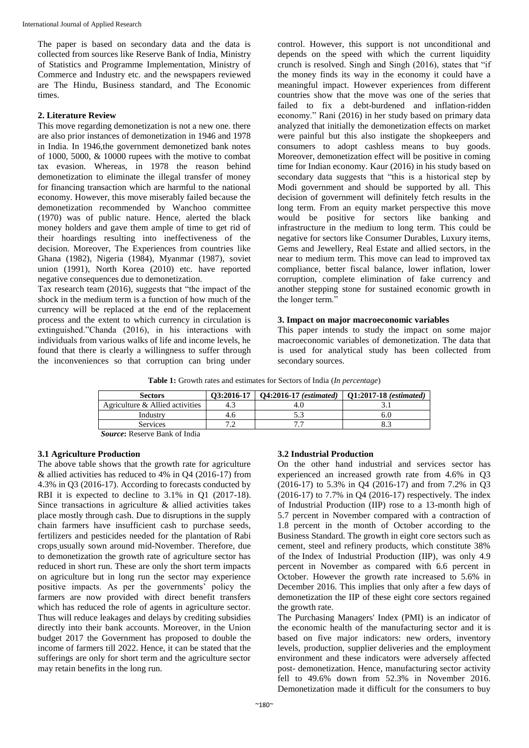The paper is based on secondary data and the data is collected from sources like Reserve Bank of India, Ministry of Statistics and Programme Implementation, Ministry of Commerce and Industry etc. and the newspapers reviewed are The Hindu, Business standard, and The Economic times.

## 2. Literature Review

This move regarding demonetization is not a new one. there are also prior instances of demonetization in 1946 and 1978 in India. In 1946,the government demonetized bank notes of 1000, 5000, & 10000 rupees with the motive to combat tax evasion. Whereas, in 1978 the reason behind demonetization to eliminate the illegal transfer of money for financing transaction which are harmful to the national economy. However, this move miserably failed because the demonetization recommended by Wanchoo committee (1970) was of public nature. Hence, alerted the black money holders and gave them ample of time to get rid of their hoardings resulting into ineffectiveness of the decision. Moreover, The Experiences from countries like Ghana (1982), Nigeria (1984), Myanmar (1987), soviet union (1991), North Korea (2010) etc. have reported negative consequences due to demonetization.

Tax research team (2016), suggests that "the impact of the shock in the medium term is a function of how much of the currency will be replaced at the end of the replacement process and the extent to which currency in circulation is extinguished."Chanda (2016), in his interactions with individuals from various walks of life and income levels, he found that there is clearly a willingness to suffer through the inconveniences so that corruption can bring under control. However, this support is not unconditional and depends on the speed with which the current liquidity crunch is resolved. Singh and Singh (2016), states that "if the money finds its way in the economy it could have a meaningful impact. However experiences from different countries show that the move was one of the series that failed to fix a debt-burdened and inflation-ridden economy." Rani (2016) in her study based on primary data analyzed that initially the demonetization effects on market were painful but this also instigate the shopkeepers and consumers to adopt cashless means to buy goods. Moreover, demonetization effect will be positive in coming time for Indian economy. Kaur (2016) in his study based on secondary data suggests that "this is a historical step by Modi government and should be supported by all. This decision of government will definitely fetch results in the long term. From an equity market perspective this move would be positive for sectors like banking and infrastructure in the medium to long term. This could be negative for sectors like Consumer Durables, Luxury items, Gems and Jewellery, Real Estate and allied sectors, in the near to medium term. This move can lead to improved tax compliance, better fiscal balance, lower inflation, lower corruption, complete elimination of fake currency and another stepping stone for sustained economic growth in the longer term."

## 3. Impact on major macroeconomic variables

This paper intends to study the impact on some major macroeconomic variables of demonetization. The data that is used for analytical study has been collected from secondary sources.

**Table 1:** Growth rates and estimates for Sectors of India (*In percentage*)

| Sectors | Q3:2016-17 | Q4:2016-17 *(estimated)* | Q1:2017-18 *(estimated)* |
|---|---|---|---|
| Agriculture & Allied activities | 4.3 | 4.0 | 3.1 |
| Industry | 4.6 | 5.3 | 6.0 |
| Services | 7.2 | 7.7 | 8.3 |

***Source*:** Reserve Bank of India

### 3.1 Agriculture Production

The above table shows that the growth rate for agriculture & allied activities has reduced to 4% in Q4 (2016-17) from 4.3% in Q3 (2016-17). According to forecasts conducted by RBI it is expected to decline to 3.1% in Q1 (2017-18). Since transactions in agriculture & allied activities takes place mostly through cash. Due to disruptions in the supply chain farmers have insufficient cash to purchase seeds, fertilizers and pesticides needed for the plantation of Rabi crops usually sown around mid-November. Therefore, due to demonetization the growth rate of agriculture sector has reduced in short run. These are only the short term impacts on agriculture but in long run the sector may experience positive impacts. As per the governments' policy the farmers are now provided with direct benefit transfers which has reduced the role of agents in agriculture sector. Thus will reduce leakages and delays by crediting subsidies directly into their bank accounts. Moreover, in the Union budget 2017 the Government has proposed to double the income of farmers till 2022. Hence, it can be stated that the sufferings are only for short term and the agriculture sector may retain benefits in the long run.

### 3.2 Industrial Production

On the other hand industrial and services sector has experienced an increased growth rate from 4.6% in Q3 (2016-17) to 5.3% in Q4 (2016-17) and from 7.2% in Q3 (2016-17) to 7.7% in Q4 (2016-17) respectively. The index of Industrial Production (IIP) rose to a 13-month high of 5.7 percent in November compared with a contraction of 1.8 percent in the month of October according to the Business Standard. The growth in eight core sectors such as cement, steel and refinery products, which constitute 38% of the Index of Industrial Production (IIP), was only 4.9 percent in November as compared with 6.6 percent in October. However the growth rate increased to 5.6% in December 2016. This implies that only after a few days of demonetization the IIP of these eight core sectors regained the growth rate.

The Purchasing Managers' Index (PMI) is an indicator of the economic health of the manufacturing sector and it is based on five major indicators: new orders, inventory levels, production, supplier deliveries and the employment environment and these indicators were adversely affected post- demonetization. Hence, manufacturing sector activity fell to 49.6% down from 52.3% in November 2016. Demonetization made it difficult for the consumers to buy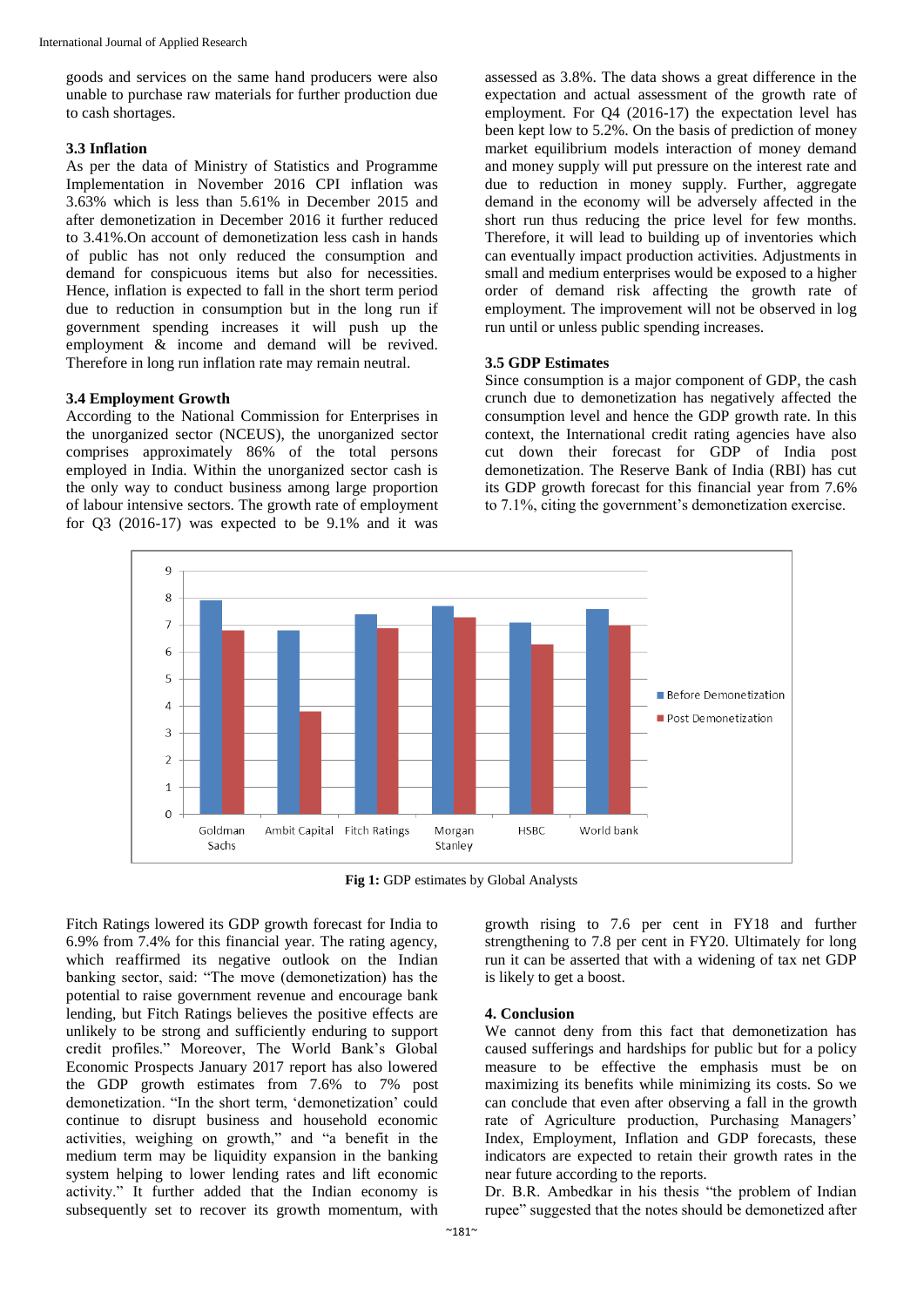goods and services on the same hand producers were also unable to purchase raw materials for further production due to cash shortages.

### 3.3 Inflation

As per the data of Ministry of Statistics and Programme Implementation in November 2016 CPI inflation was 3.63% which is less than 5.61% in December 2015 and after demonetization in December 2016 it further reduced to 3.41%.On account of demonetization less cash in hands of public has not only reduced the consumption and demand for conspicuous items but also for necessities. Hence, inflation is expected to fall in the short term period due to reduction in consumption but in the long run if government spending increases it will push up the employment & income and demand will be revived. Therefore in long run inflation rate may remain neutral.

### 3.4 Employment Growth

According to the National Commission for Enterprises in the unorganized sector (NCEUS), the unorganized sector comprises approximately 86% of the total persons employed in India. Within the unorganized sector cash is the only way to conduct business among large proportion of labour intensive sectors. The growth rate of employment for Q3 (2016-17) was expected to be 9.1% and it was assessed as 3.8%. The data shows a great difference in the expectation and actual assessment of the growth rate of employment. For Q4 (2016-17) the expectation level has been kept low to 5.2%. On the basis of prediction of money market equilibrium models interaction of money demand and money supply will put pressure on the interest rate and due to reduction in money supply. Further, aggregate demand in the economy will be adversely affected in the short run thus reducing the price level for few months. Therefore, it will lead to building up of inventories which can eventually impact production activities. Adjustments in small and medium enterprises would be exposed to a higher order of demand risk affecting the growth rate of employment. The improvement will not be observed in log run until or unless public spending increases.

### 3.5 GDP Estimates

Since consumption is a major component of GDP, the cash crunch due to demonetization has negatively affected the consumption level and hence the GDP growth rate. In this context, the International credit rating agencies have also cut down their forecast for GDP of India post demonetization. The Reserve Bank of India (RBI) has cut its GDP growth forecast for this financial year from 7.6% to 7.1%, citing the government's demonetization exercise.

**Fig 1:** GDP estimates by Global Analysts

Fitch Ratings lowered its GDP growth forecast for India to 6.9% from 7.4% for this financial year. The rating agency, which reaffirmed its negative outlook on the Indian banking sector, said: "The move (demonetization) has the potential to raise government revenue and encourage bank lending, but Fitch Ratings believes the positive effects are unlikely to be strong and sufficiently enduring to support credit profiles." Moreover, The World Bank's Global Economic Prospects January 2017 report has also lowered the GDP growth estimates from 7.6% to 7% post demonetization. "In the short term, 'demonetization' could continue to disrupt business and household economic activities, weighing on growth," and "a benefit in the medium term may be liquidity expansion in the banking system helping to lower lending rates and lift economic activity." It further added that the Indian economy is subsequently set to recover its growth momentum, with growth rising to 7.6 per cent in FY18 and further strengthening to 7.8 per cent in FY20. Ultimately for long run it can be asserted that with a widening of tax net GDP is likely to get a boost.

## 4. Conclusion

We cannot deny from this fact that demonetization has caused sufferings and hardships for public but for a policy measure to be effective the emphasis must be on maximizing its benefits while minimizing its costs. So we can conclude that even after observing a fall in the growth rate of Agriculture production, Purchasing Managers' Index, Employment, Inflation and GDP forecasts, these indicators are expected to retain their growth rates in the near future according to the reports.

Dr. B.R. Ambedkar in his thesis "the problem of Indian rupee" suggested that the notes should be demonetized after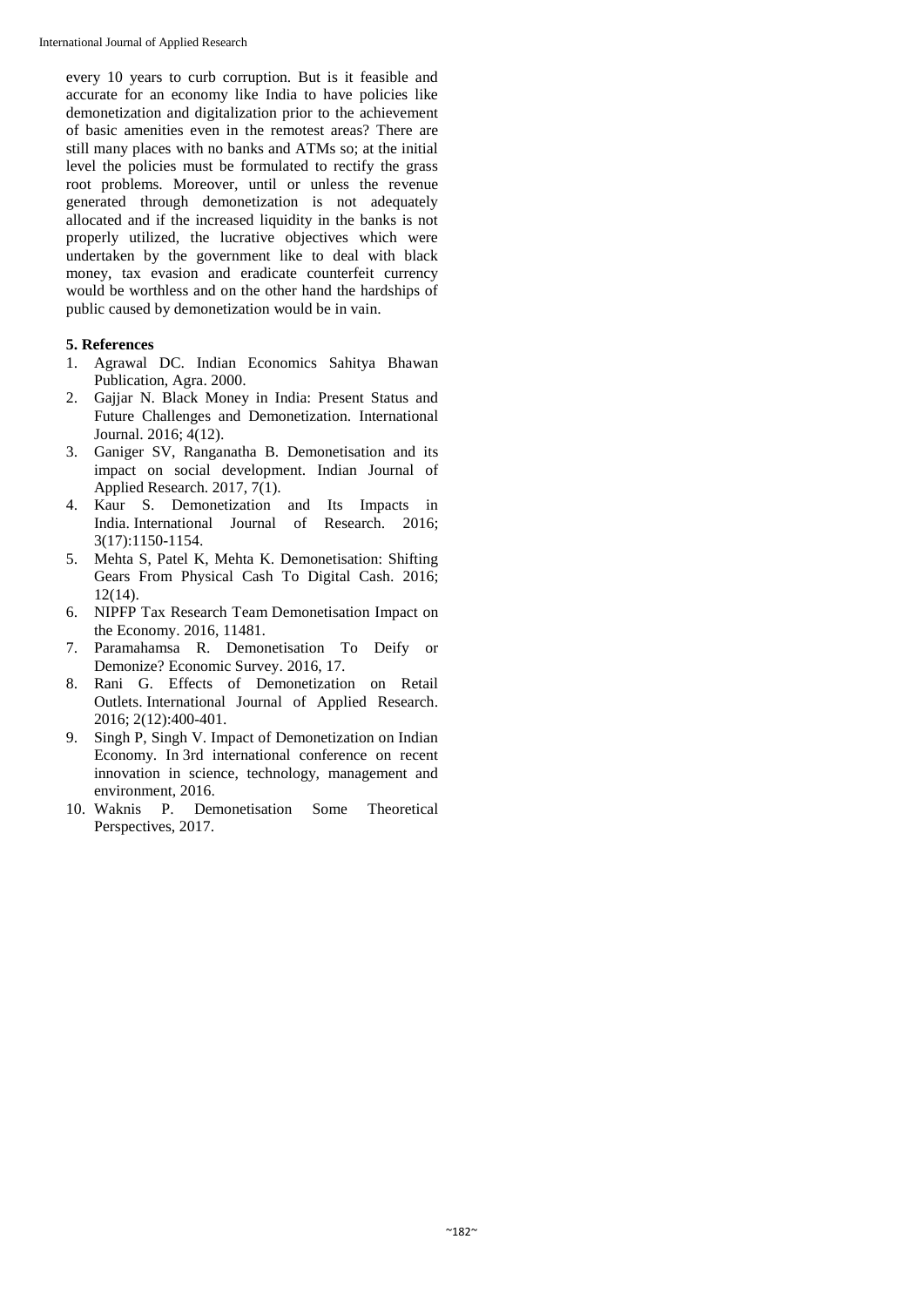every 10 years to curb corruption. But is it feasible and accurate for an economy like India to have policies like demonetization and digitalization prior to the achievement of basic amenities even in the remotest areas? There are still many places with no banks and ATMs so; at the initial level the policies must be formulated to rectify the grass root problems. Moreover, until or unless the revenue generated through demonetization is not adequately allocated and if the increased liquidity in the banks is not properly utilized, the lucrative objectives which were undertaken by the government like to deal with black money, tax evasion and eradicate counterfeit currency would be worthless and on the other hand the hardships of public caused by demonetization would be in vain.

**5. References**

1. Agrawal DC. Indian Economics Sahitya Bhawan Publication, Agra. 2000.
2. Gajjar N. Black Money in India: Present Status and Future Challenges and Demonetization. International Journal. 2016; 4(12).
3. Ganiger SV, Ranganatha B. Demonetisation and its impact on social development. Indian Journal of Applied Research. 2017, 7(1).
4. Kaur S. Demonetization and Its Impacts in India. International Journal of Research. 2016; 3(17):1150-1154.
5. Mehta S, Patel K, Mehta K. Demonetisation: Shifting Gears From Physical Cash To Digital Cash. 2016; 12(14).
6. NIPFP Tax Research Team Demonetisation Impact on the Economy. 2016, 11481.
7. Paramahamsa R. Demonetisation To Deify or Demonize? Economic Survey. 2016, 17.
8. Rani G. Effects of Demonetization on Retail Outlets. International Journal of Applied Research. 2016; 2(12):400-401.
9. Singh P, Singh V. Impact of Demonetization on Indian Economy. In 3rd international conference on recent innovation in science, technology, management and environment, 2016.
10. Waknis P. Demonetisation Some Theoretical Perspectives, 2017.